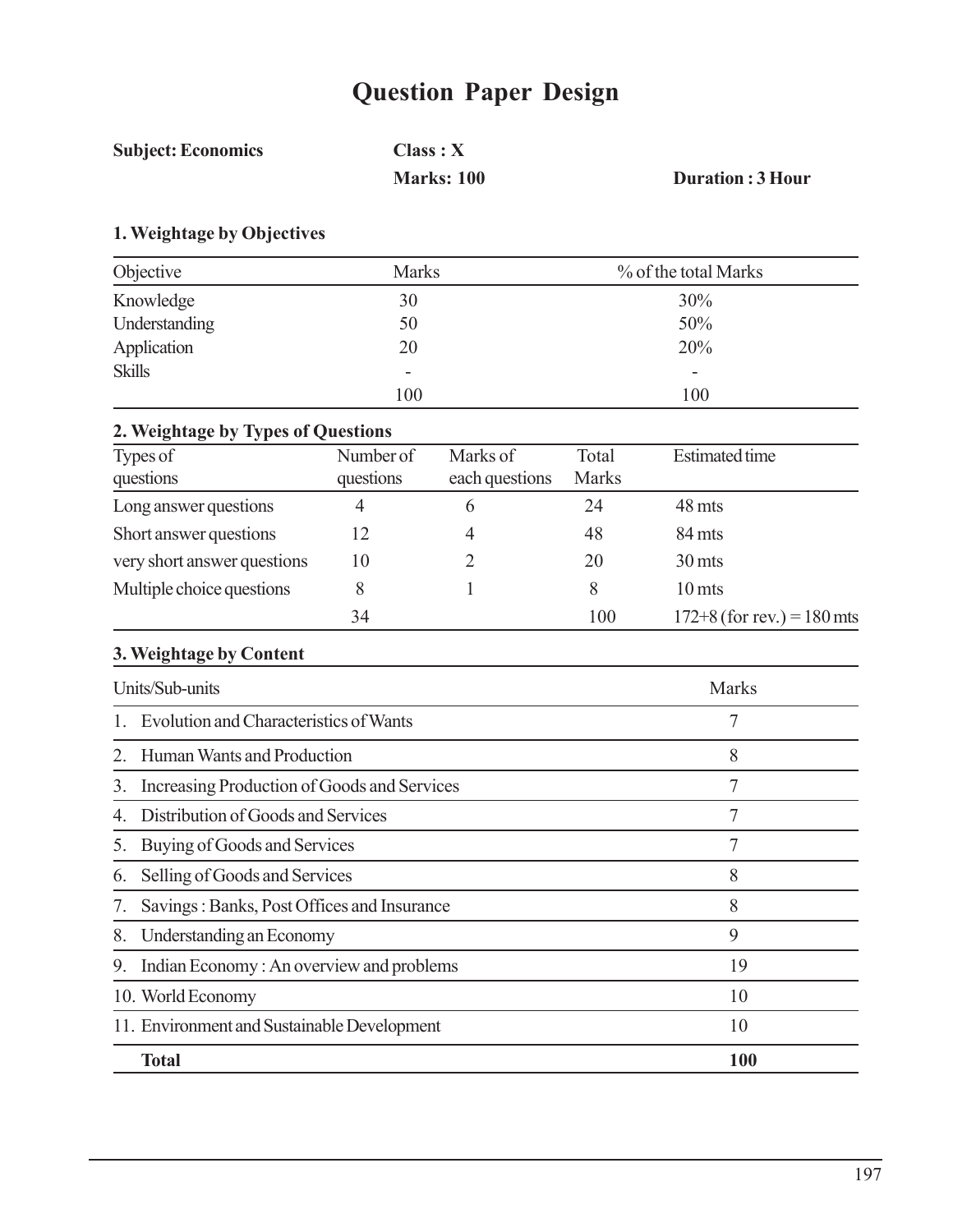# Question Paper Design

**Subject: Economics** **Class : X**

**Marks: 100** **Duration : 3 Hour**

### 1. Weightage by Objectives

| Objective | Marks | % of the total Marks |
|---|---|---|
| Knowledge | 30 | 30% |
| Understanding | 50 | 50% |
| Application | 20 | 20% |
| Skills | - | - |
| | 100 | 100 |

### 2. Weightage by Types of Questions

| Types of questions | Number of questions | Marks of each questions | Total Marks | Estimated time |
|---|---|---|---|---|
| Long answer questions | 4 | 6 | 24 | 48 mts |
| Short answer questions | 12 | 4 | 48 | 84 mts |
| very short answer questions | 10 | 2 | 20 | 30 mts |
| Multiple choice questions | 8 | 1 | 8 | 10 mts |
| | 34 | | 100 | 172+8 (for rev.) = 180 mts |

### 3. Weightage by Content

| Units/Sub-units | Marks |
|---|---|
| 1. Evolution and Characteristics of Wants | 7 |
| 2. Human Wants and Production | 8 |
| 3. Increasing Production of Goods and Services | 7 |
| 4. Distribution of Goods and Services | 7 |
| 5. Buying of Goods and Services | 7 |
| 6. Selling of Goods and Services | 8 |
| 7. Savings : Banks, Post Offices and Insurance | 8 |
| 8. Understanding an Economy | 9 |
| 9. Indian Economy : An overview and problems | 19 |
| 10. World Economy | 10 |
| 11. Environment and Sustainable Development | 10 |
| **Total** | **100** |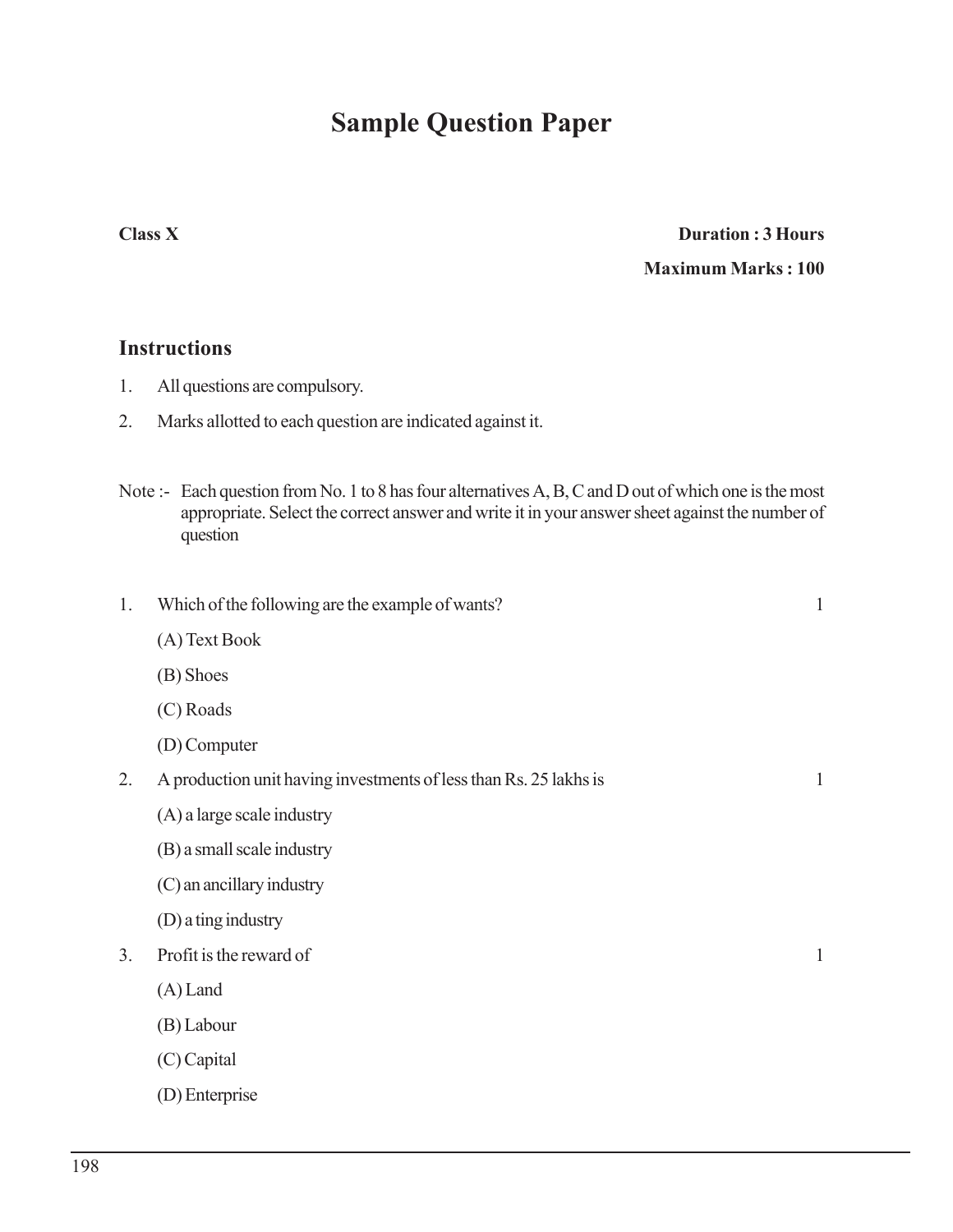# Sample Question Paper

**Class X** **Duration : 3 Hours**

**Maximum Marks : 100**

## Instructions

1. All questions are compulsory.
2. Marks allotted to each question are indicated against it.

Note :- Each question from No. 1 to 8 has four alternatives A, B, C and D out of which one is the most appropriate. Select the correct answer and write it in your answer sheet against the number of question

1. Which of the following are the example of wants? 1

   (A) Text Book

   (B) Shoes

   (C) Roads

   (D) Computer

2. A production unit having investments of less than Rs. 25 lakhs is 1

   (A) a large scale industry

   (B) a small scale industry

   (C) an ancillary industry

   (D) a ting industry

3. Profit is the reward of 1

   (A) Land

   (B) Labour

   (C) Capital

   (D) Enterprise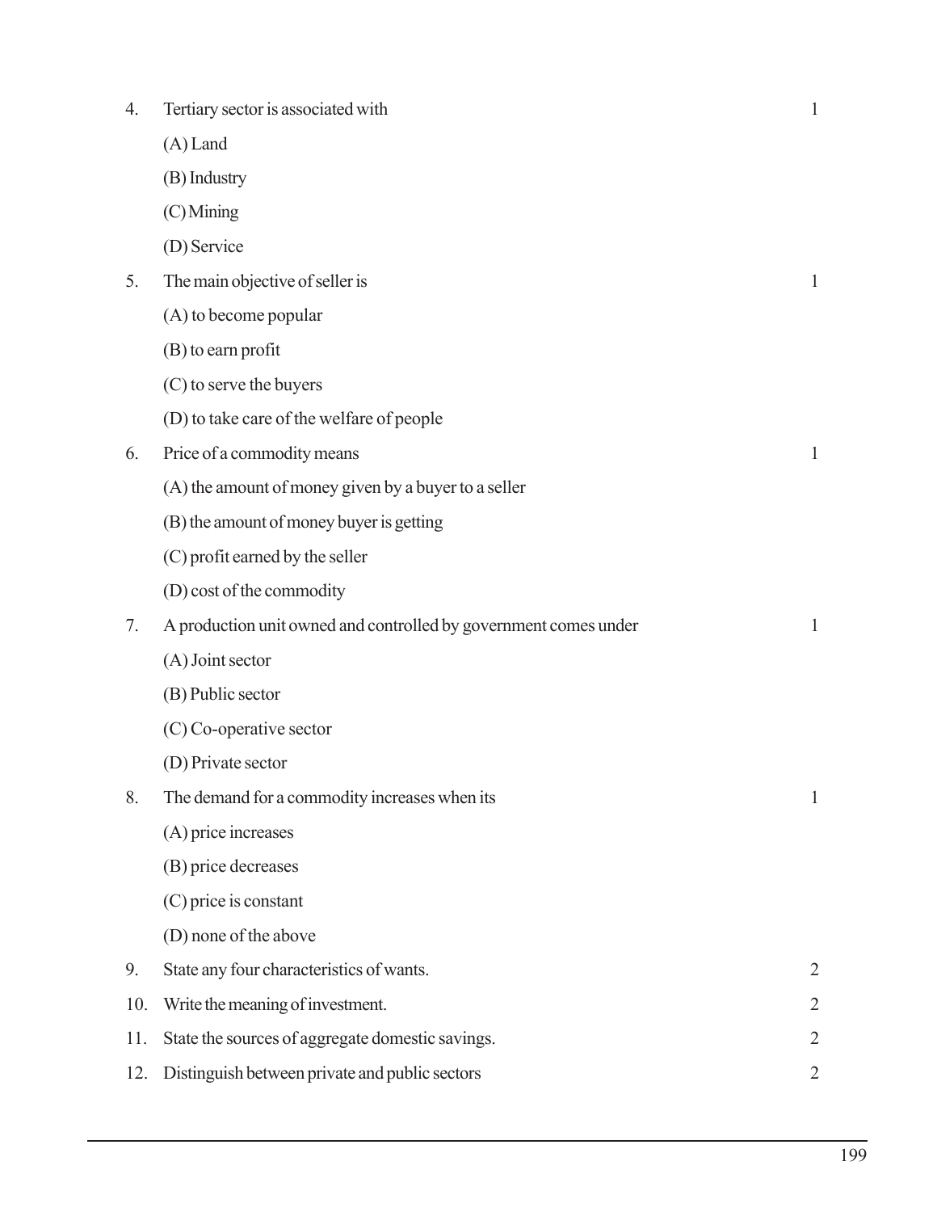4. Tertiary sector is associated with 1

   (A) Land

   (B) Industry

   (C) Mining

   (D) Service

5. The main objective of seller is 1

   (A) to become popular

   (B) to earn profit

   (C) to serve the buyers

   (D) to take care of the welfare of people

6. Price of a commodity means 1

   (A) the amount of money given by a buyer to a seller

   (B) the amount of money buyer is getting

   (C) profit earned by the seller

   (D) cost of the commodity

7. A production unit owned and controlled by government comes under 1

   (A) Joint sector

   (B) Public sector

   (C) Co-operative sector

   (D) Private sector

8. The demand for a commodity increases when its 1

   (A) price increases

   (B) price decreases

   (C) price is constant

   (D) none of the above

9. State any four characteristics of wants. 2

10. Write the meaning of investment. 2

11. State the sources of aggregate domestic savings. 2

12. Distinguish between private and public sectors 2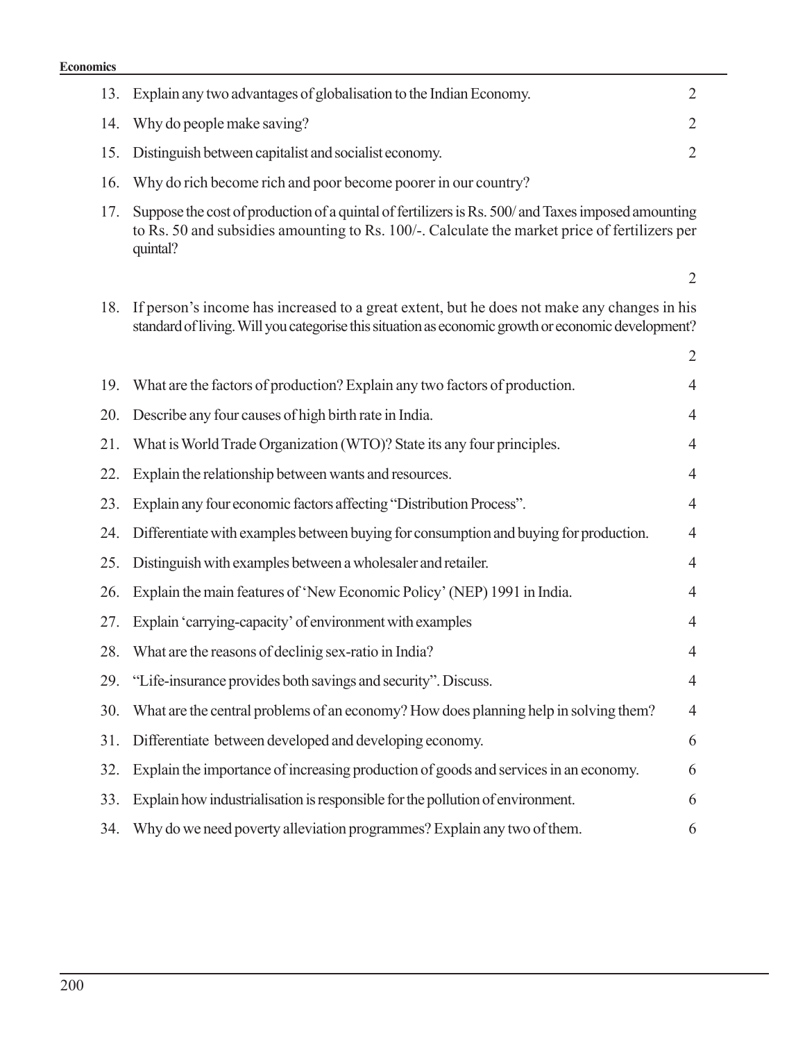13. Explain any two advantages of globalisation to the Indian Economy. 2
14. Why do people make saving? 2
15. Distinguish between capitalist and socialist economy. 2
16. Why do rich become rich and poor become poorer in our country?
17. Suppose the cost of production of a quintal of fertilizers is Rs. 500/ and Taxes imposed amounting to Rs. 50 and subsidies amounting to Rs. 100/-. Calculate the market price of fertilizers per quintal? 2
18. If person's income has increased to a great extent, but he does not make any changes in his standard of living. Will you categorise this situation as economic growth or economic development? 2
19. What are the factors of production? Explain any two factors of production. 4
20. Describe any four causes of high birth rate in India. 4
21. What is World Trade Organization (WTO)? State its any four principles. 4
22. Explain the relationship between wants and resources. 4
23. Explain any four economic factors affecting "Distribution Process". 4
24. Differentiate with examples between buying for consumption and buying for production. 4
25. Distinguish with examples between a wholesaler and retailer. 4
26. Explain the main features of 'New Economic Policy' (NEP) 1991 in India. 4
27. Explain 'carrying-capacity' of environment with examples 4
28. What are the reasons of declinig sex-ratio in India? 4
29. "Life-insurance provides both savings and security". Discuss. 4
30. What are the central problems of an economy? How does planning help in solving them? 4
31. Differentiate between developed and developing economy. 6
32. Explain the importance of increasing production of goods and services in an economy. 6
33. Explain how industrialisation is responsible for the pollution of environment. 6
34. Why do we need poverty alleviation programmes? Explain any two of them. 6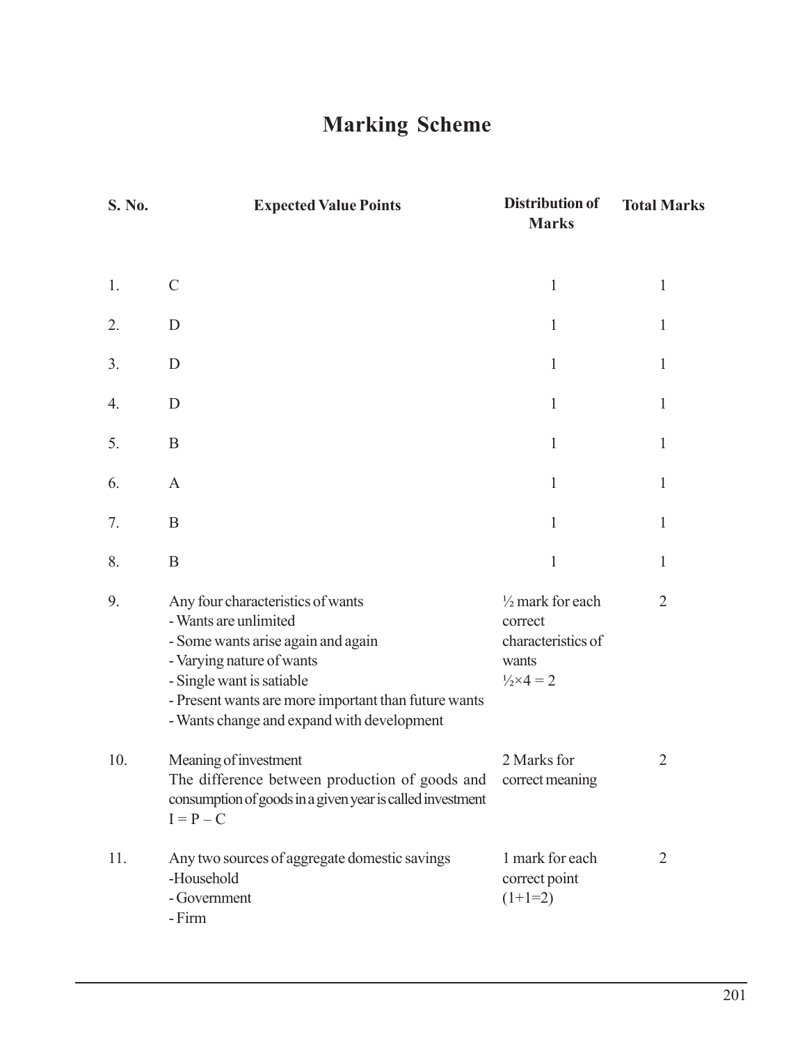# Marking Scheme

| S. No. | Expected Value Points | Distribution of Marks | Total Marks |
|---|---|---|---|
| 1. | C | 1 | 1 |
| 2. | D | 1 | 1 |
| 3. | D | 1 | 1 |
| 4. | D | 1 | 1 |
| 5. | B | 1 | 1 |
| 6. | A | 1 | 1 |
| 7. | B | 1 | 1 |
| 8. | B | 1 | 1 |
| 9. | Any four characteristics of wants<br>- Wants are unlimited<br>- Some wants arise again and again<br>- Varying nature of wants<br>- Single want is satiable<br>- Present wants are more important than future wants<br>- Wants change and expand with development | ½ mark for each correct characteristics of wants<br>$\frac{1}{2} \times 4 = 2$ | 2 |
| 10. | Meaning of investment<br>The difference between production of goods and consumption of goods in a given year is called investment<br>$I = P - C$ | 2 Marks for correct meaning | 2 |
| 11. | Any two sources of aggregate domestic savings<br>-Household<br>- Government<br>- Firm | 1 mark for each correct point<br>(1+1=2) | 2 |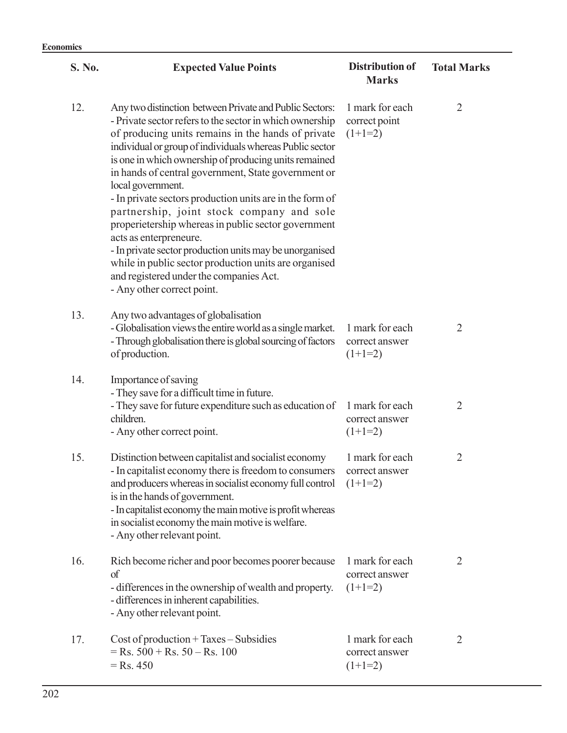| S. No. | Expected Value Points | Distribution of Marks | Total Marks |
|---|---|---|---|
| 12. | Any two distinction between Private and Public Sectors:<br>- Private sector refers to the sector in which ownership of producing units remains in the hands of private individual or group of individuals whereas Public sector is one in which ownership of producing units remained in hands of central government, State government or local government.<br>- In private sectors production units are in the form of partnership, joint stock company and sole properietership whereas in public sector government acts as enterpreneure.<br>- In private sector production units may be unorganised while in public sector production units are organised and registered under the companies Act.<br>- Any other correct point. | 1 mark for each correct point (1+1=2) | 2 |
| 13. | Any two advantages of globalisation<br>- Globalisation views the entire world as a single market.<br>- Through globalisation there is global sourcing of factors of production. | 1 mark for each correct answer (1+1=2) | 2 |
| 14. | Importance of saving<br>- They save for a difficult time in future.<br>- They save for future expenditure such as education of children.<br>- Any other correct point. | 1 mark for each correct answer (1+1=2) | 2 |
| 15. | Distinction between capitalist and socialist economy<br>- In capitalist economy there is freedom to consumers and producers whereas in socialist economy full control is in the hands of government.<br>- In capitalist economy the main motive is profit whereas in socialist economy the main motive is welfare.<br>- Any other relevant point. | 1 mark for each correct answer (1+1=2) | 2 |
| 16. | Rich become richer and poor becomes poorer because of<br>- differences in the ownership of wealth and property.<br>- differences in inherent capabilities.<br>- Any other relevant point. | 1 mark for each correct answer (1+1=2) | 2 |
| 17. | Cost of production + Taxes – Subsidies<br>= Rs. 500 + Rs. 50 – Rs. 100<br>= Rs. 450 | 1 mark for each correct answer (1+1=2) | 2 |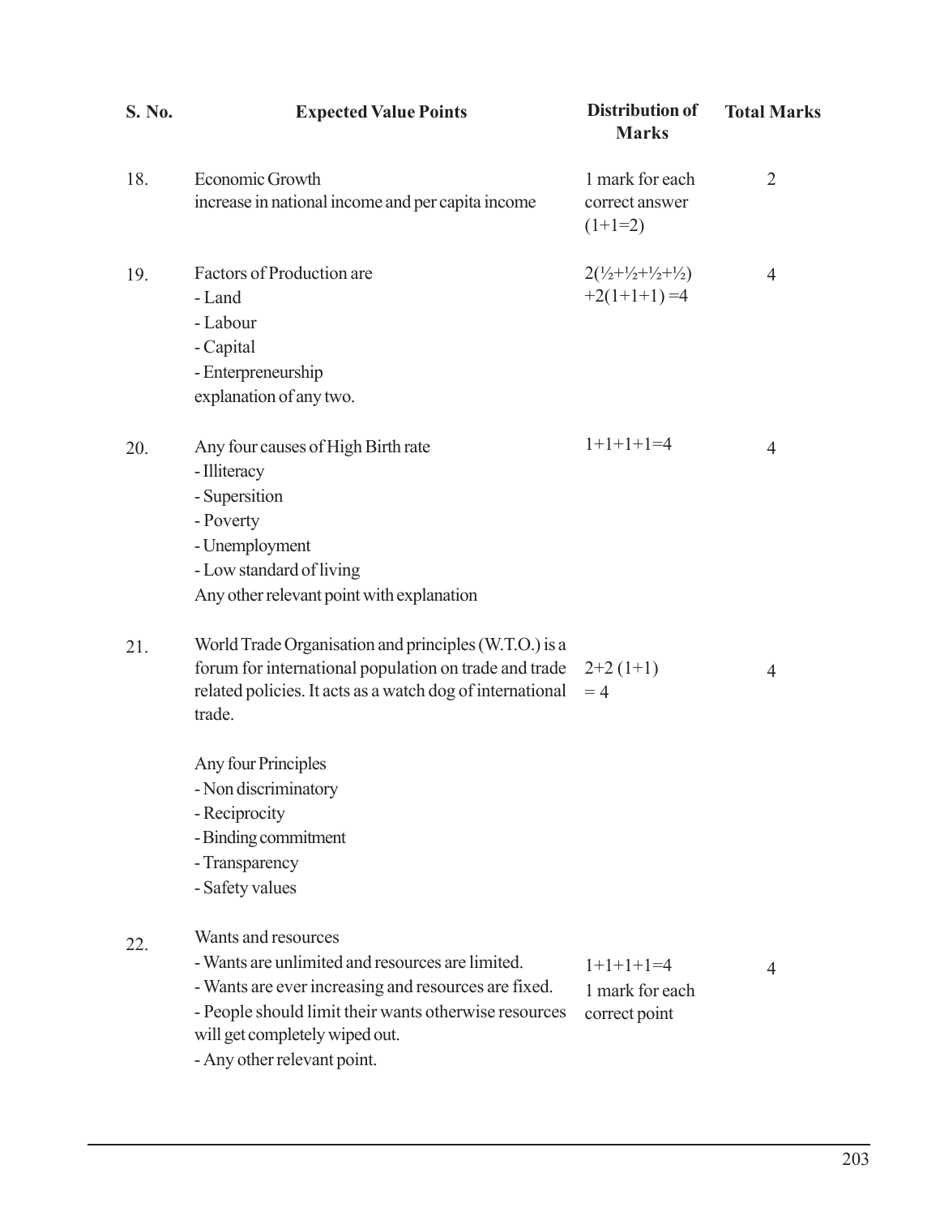| S. No. | Expected Value Points | Distribution of Marks | Total Marks |
|---|---|---|---|
| 18. | Economic Growth<br>increase in national income and per capita income | 1 mark for each correct answer (1+1=2) | 2 |
| 19. | Factors of Production are<br>- Land<br>- Labour<br>- Capital<br>- Enterpreneurship<br>explanation of any two. | 2(½+½+½+½) +2(1+1+1) =4 | 4 |
| 20. | Any four causes of High Birth rate<br>- Illiteracy<br>- Supersition<br>- Poverty<br>- Unemployment<br>- Low standard of living<br>Any other relevant point with explanation | 1+1+1+1=4 | 4 |
| 21. | World Trade Organisation and principles (W.T.O.) is a forum for international population on trade and trade related policies. It acts as a watch dog of international trade.<br><br>Any four Principles<br>- Non discriminatory<br>- Reciprocity<br>- Binding commitment<br>- Transparency<br>- Safety values | 2+2 (1+1) = 4 | 4 |
| 22. | Wants and resources<br>- Wants are unlimited and resources are limited.<br>- Wants are ever increasing and resources are fixed.<br>- People should limit their wants otherwise resources will get completely wiped out.<br>- Any other relevant point. | 1+1+1+1=4<br>1 mark for each correct point | 4 |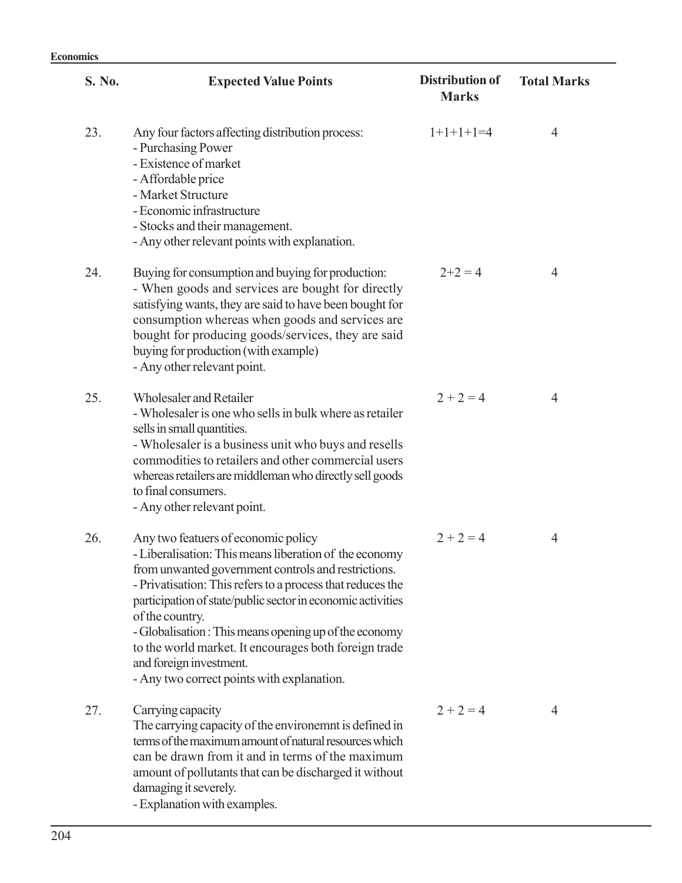| S. No. | Expected Value Points | Distribution of Marks | Total Marks |
|---|---|---|---|
| 23. | Any four factors affecting distribution process:<br>- Purchasing Power<br>- Existence of market<br>- Affordable price<br>- Market Structure<br>- Economic infrastructure<br>- Stocks and their management.<br>- Any other relevant points with explanation. | 1+1+1+1=4 | 4 |
| 24. | Buying for consumption and buying for production:<br>- When goods and services are bought for directly satisfying wants, they are said to have been bought for consumption whereas when goods and services are bought for producing goods/services, they are said buying for production (with example)<br>- Any other relevant point. | 2+2 = 4 | 4 |
| 25. | Wholesaler and Retailer<br>- Wholesaler is one who sells in bulk where as retailer sells in small quantities.<br>- Wholesaler is a business unit who buys and resells commodities to retailers and other commercial users whereas retailers are middleman who directly sell goods to final consumers.<br>- Any other relevant point. | 2 + 2 = 4 | 4 |
| 26. | Any two featuers of economic policy<br>- Liberalisation: This means liberation of the economy from unwanted government controls and restrictions.<br>- Privatisation: This refers to a process that reduces the participation of state/public sector in economic activities of the country.<br>- Globalisation : This means opening up of the economy to the world market. It encourages both foreign trade and foreign investment.<br>- Any two correct points with explanation. | 2 + 2 = 4 | 4 |
| 27. | Carrying capacity<br>The carrying capacity of the environemnt is defined in terms of the maximum amount of natural resources which can be drawn from it and in terms of the maximum amount of pollutants that can be discharged it without damaging it severely.<br>- Explanation with examples. | 2 + 2 = 4 | 4 |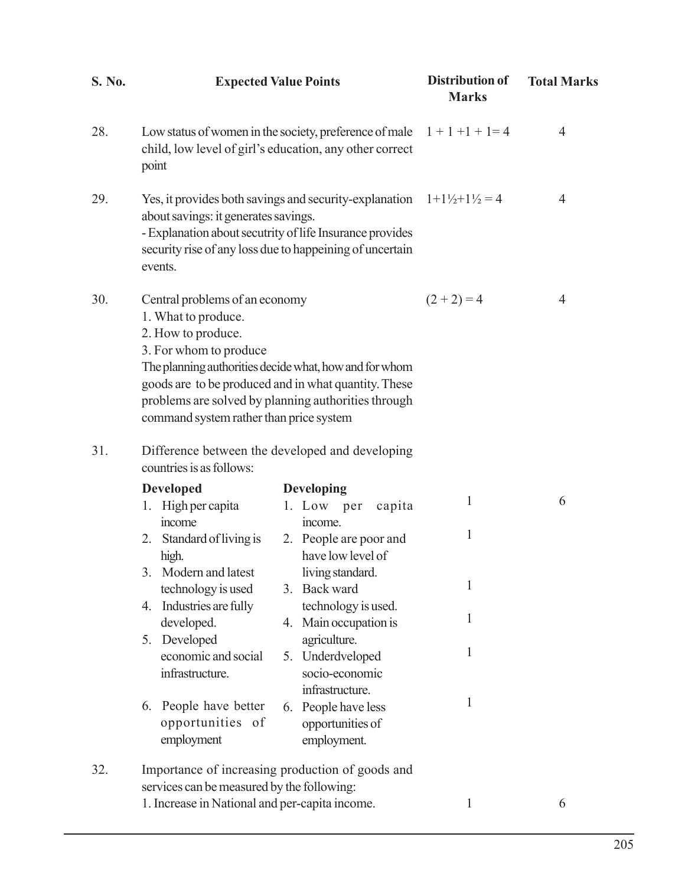| S. No. | Expected Value Points | Distribution of Marks | Total Marks |
|---|---|---|---|
| 28. | Low status of women in the society, preference of male child, low level of girl's education, any other correct point | 1 + 1 +1 + 1= 4 | 4 |
| 29. | Yes, it provides both savings and security-explanation about savings: it generates savings.<br>- Explanation about secutrity of life Insurance provides security rise of any loss due to happeining of uncertain events. | 1+1½+1½ = 4 | 4 |
| 30. | Central problems of an economy<br>1. What to produce.<br>2. How to produce.<br>3. For whom to produce<br>The planning authorities decide what, how and for whom goods are to be produced and in what quantity. These problems are solved by planning authorities through command system rather than price system | (2 + 2) = 4 | 4 |
| 31. | Difference between the developed and developing countries is as follows: | | |
| | **Developed** / **Developing** | | |
| | 1. High per capita income / 1. Low per capita income. | 1 | 6 |
| | 2. Standard of living is high. / 2. People are poor and have low level of living standard. | 1 | |
| | 3. Modern and latest technology is used / 3. Back ward technology is used. | 1 | |
| | 4. Industries are fully developed. / 4. Main occupation is agriculture. | 1 | |
| | 5. Developed economic and social infrastructure. / 5. Underdveloped socio-economic infrastructure. | 1 | |
| | 6. People have better opportunities of employment / 6. People have less opportunities of employment. | 1 | |
| 32. | Importance of increasing production of goods and services can be measured by the following:<br>1. Increase in National and per-capita income. | 1 | 6 |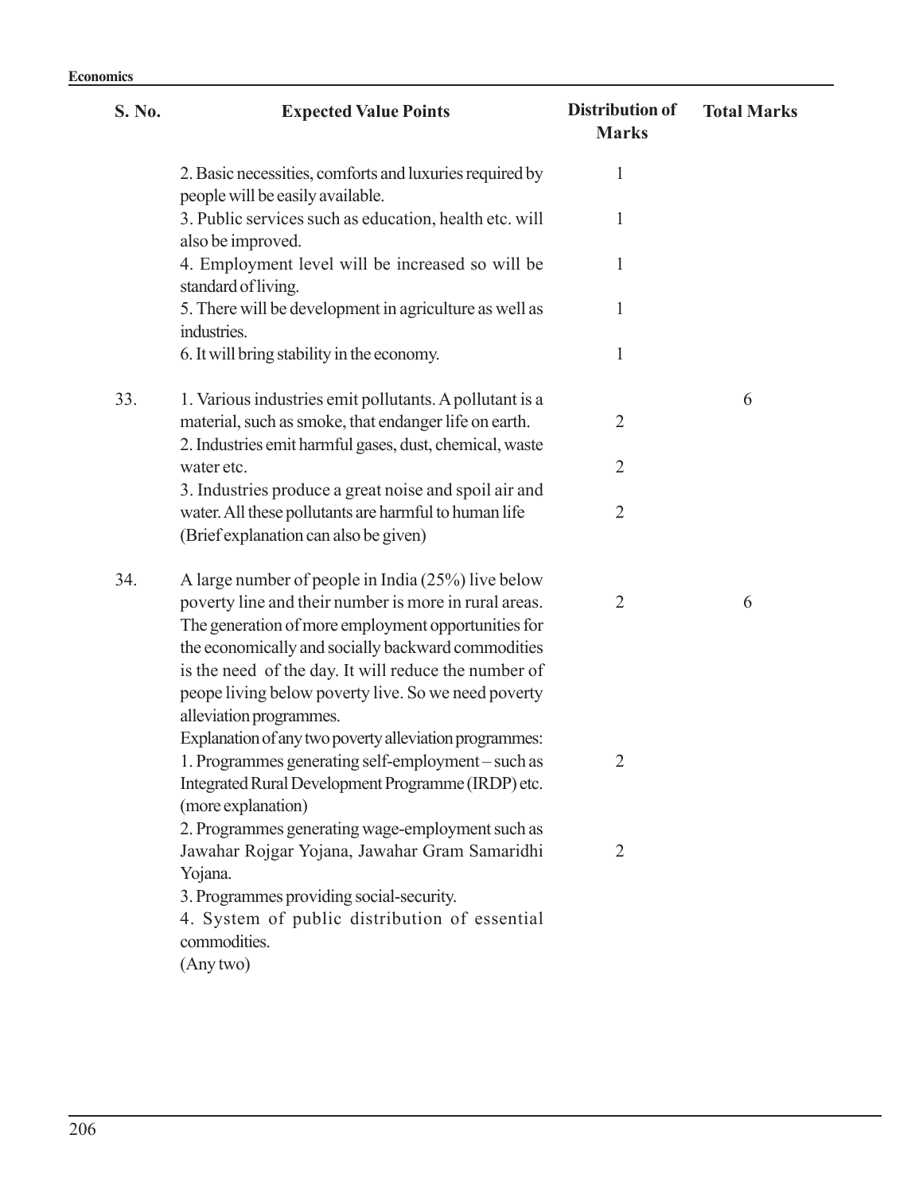| S. No. | Expected Value Points | Distribution of Marks | Total Marks |
|---|---|---|---|
| | 2. Basic necessities, comforts and luxuries required by people will be easily available. | 1 | |
| | 3. Public services such as education, health etc. will also be improved. | 1 | |
| | 4. Employment level will be increased so will be standard of living. | 1 | |
| | 5. There will be development in agriculture as well as industries. | 1 | |
| | 6. It will bring stability in the economy. | 1 | |
| 33. | 1. Various industries emit pollutants. A pollutant is a material, such as smoke, that endanger life on earth. | 2 | 6 |
| | 2. Industries emit harmful gases, dust, chemical, waste water etc. | 2 | |
| | 3. Industries produce a great noise and spoil air and water. All these pollutants are harmful to human life (Brief explanation can also be given) | 2 | |
| 34. | A large number of people in India (25%) live below poverty line and their number is more in rural areas. The generation of more employment opportunities for the economically and socially backward commodities is the need of the day. It will reduce the number of peope living below poverty live. So we need poverty alleviation programmes. | 2 | 6 |
| | Explanation of any two poverty alleviation programmes: | | |
| | 1. Programmes generating self-employment – such as Integrated Rural Development Programme (IRDP) etc. (more explanation) | 2 | |
| | 2. Programmes generating wage-employment such as Jawahar Rojgar Yojana, Jawahar Gram Samaridhi Yojana. | 2 | |
| | 3. Programmes providing social-security. | | |
| | 4. System of public distribution of essential commodities. | | |
| | (Any two) | | |